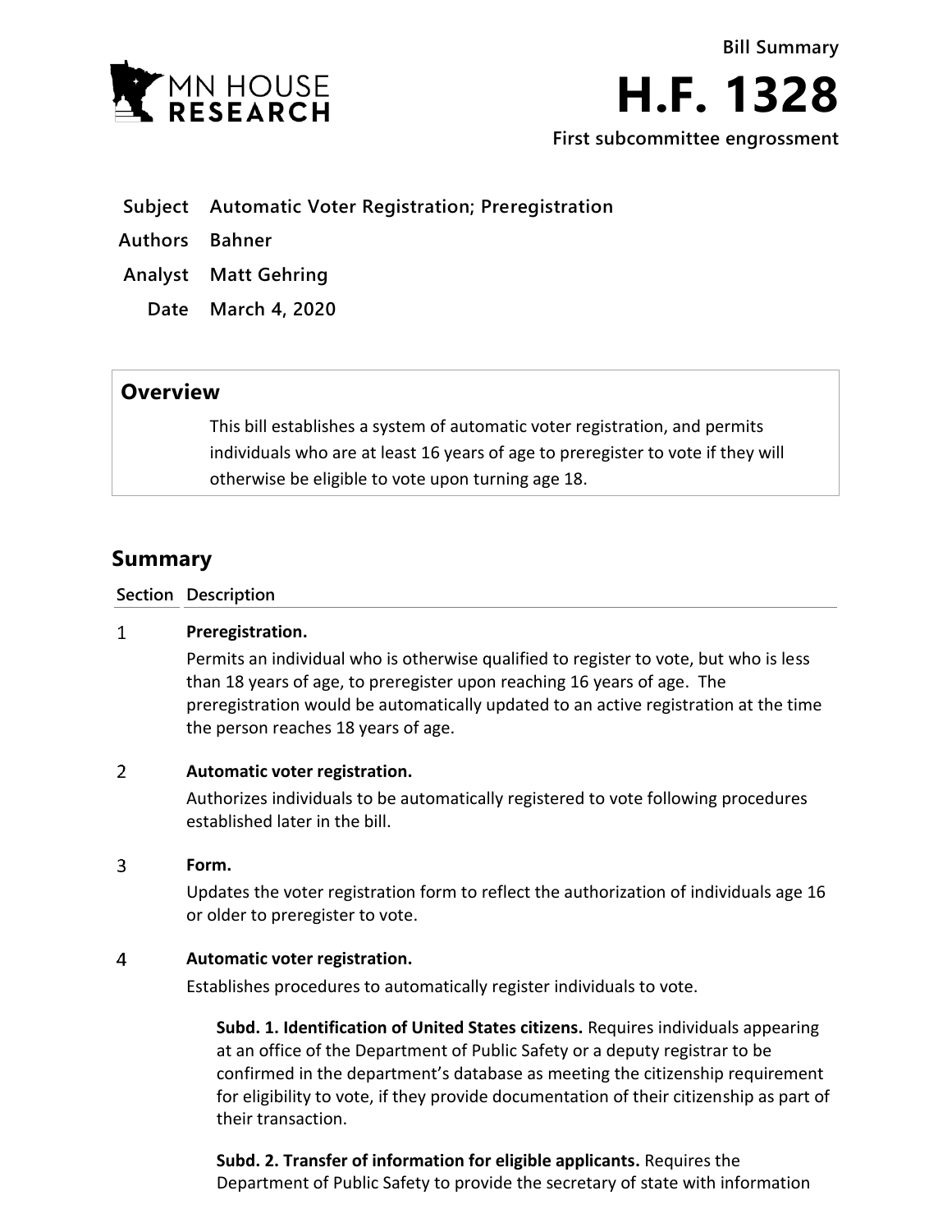**Bill Summary**

# H.F. 1328

**First subcommittee engrossment**

| | |
|---|---|
| **Subject** | **Automatic Voter Registration; Preregistration** |
| **Authors** | **Bahner** |
| **Analyst** | **Matt Gehring** |
| **Date** | **March 4, 2020** |

## Overview

This bill establishes a system of automatic voter registration, and permits individuals who are at least 16 years of age to preregister to vote if they will otherwise be eligible to vote upon turning age 18.

## Summary

| Section | Description |
|---|---|

**1 Preregistration.**

Permits an individual who is otherwise qualified to register to vote, but who is less than 18 years of age, to preregister upon reaching 16 years of age. The preregistration would be automatically updated to an active registration at the time the person reaches 18 years of age.

**2 Automatic voter registration.**

Authorizes individuals to be automatically registered to vote following procedures established later in the bill.

**3 Form.**

Updates the voter registration form to reflect the authorization of individuals age 16 or older to preregister to vote.

**4 Automatic voter registration.**

Establishes procedures to automatically register individuals to vote.

**Subd. 1. Identification of United States citizens.** Requires individuals appearing at an office of the Department of Public Safety or a deputy registrar to be confirmed in the department's database as meeting the citizenship requirement for eligibility to vote, if they provide documentation of their citizenship as part of their transaction.

**Subd. 2. Transfer of information for eligible applicants.** Requires the Department of Public Safety to provide the secretary of state with information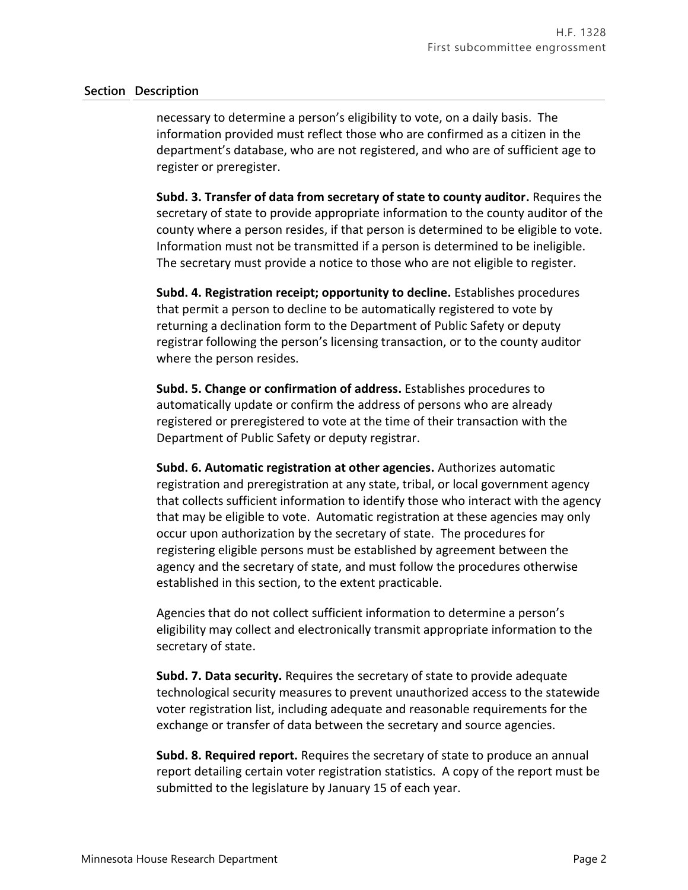| Section | Description |
|---|---|

necessary to determine a person's eligibility to vote, on a daily basis. The information provided must reflect those who are confirmed as a citizen in the department's database, who are not registered, and who are of sufficient age to register or preregister.

**Subd. 3. Transfer of data from secretary of state to county auditor.** Requires the secretary of state to provide appropriate information to the county auditor of the county where a person resides, if that person is determined to be eligible to vote. Information must not be transmitted if a person is determined to be ineligible. The secretary must provide a notice to those who are not eligible to register.

**Subd. 4. Registration receipt; opportunity to decline.** Establishes procedures that permit a person to decline to be automatically registered to vote by returning a declination form to the Department of Public Safety or deputy registrar following the person's licensing transaction, or to the county auditor where the person resides.

**Subd. 5. Change or confirmation of address.** Establishes procedures to automatically update or confirm the address of persons who are already registered or preregistered to vote at the time of their transaction with the Department of Public Safety or deputy registrar.

**Subd. 6. Automatic registration at other agencies.** Authorizes automatic registration and preregistration at any state, tribal, or local government agency that collects sufficient information to identify those who interact with the agency that may be eligible to vote. Automatic registration at these agencies may only occur upon authorization by the secretary of state. The procedures for registering eligible persons must be established by agreement between the agency and the secretary of state, and must follow the procedures otherwise established in this section, to the extent practicable.

Agencies that do not collect sufficient information to determine a person's eligibility may collect and electronically transmit appropriate information to the secretary of state.

**Subd. 7. Data security.** Requires the secretary of state to provide adequate technological security measures to prevent unauthorized access to the statewide voter registration list, including adequate and reasonable requirements for the exchange or transfer of data between the secretary and source agencies.

**Subd. 8. Required report.** Requires the secretary of state to produce an annual report detailing certain voter registration statistics. A copy of the report must be submitted to the legislature by January 15 of each year.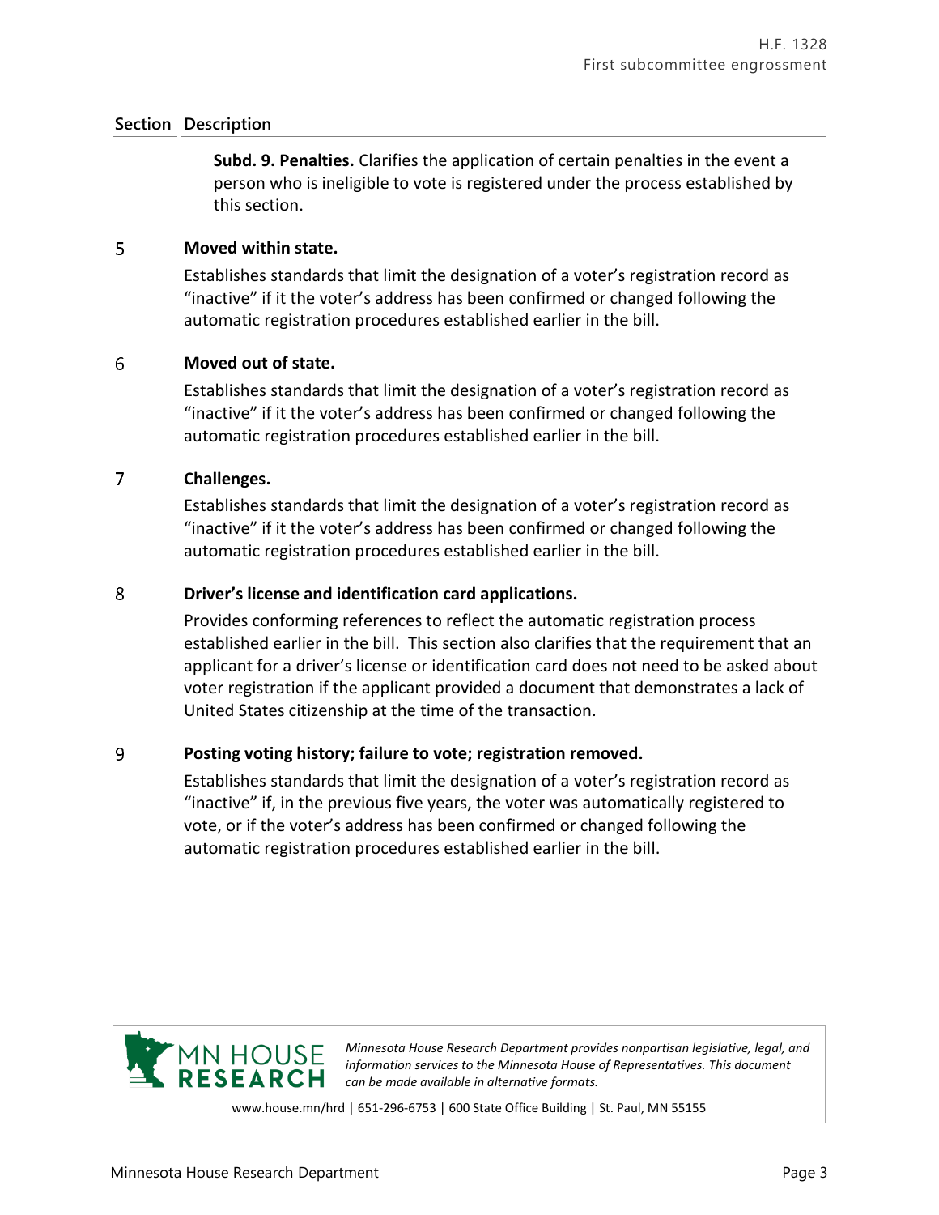| Section | Description |
|---|---|
| | **Subd. 9. Penalties.** Clarifies the application of certain penalties in the event a person who is ineligible to vote is registered under the process established by this section. |
| 5 | **Moved within state.**<br>Establishes standards that limit the designation of a voter's registration record as "inactive" if it the voter's address has been confirmed or changed following the automatic registration procedures established earlier in the bill. |
| 6 | **Moved out of state.**<br>Establishes standards that limit the designation of a voter's registration record as "inactive" if it the voter's address has been confirmed or changed following the automatic registration procedures established earlier in the bill. |
| 7 | **Challenges.**<br>Establishes standards that limit the designation of a voter's registration record as "inactive" if it the voter's address has been confirmed or changed following the automatic registration procedures established earlier in the bill. |
| 8 | **Driver's license and identification card applications.**<br>Provides conforming references to reflect the automatic registration process established earlier in the bill. This section also clarifies that the requirement that an applicant for a driver's license or identification card does not need to be asked about voter registration if the applicant provided a document that demonstrates a lack of United States citizenship at the time of the transaction. |
| 9 | **Posting voting history; failure to vote; registration removed.**<br>Establishes standards that limit the designation of a voter's registration record as "inactive" if, in the previous five years, the voter was automatically registered to vote, or if the voter's address has been confirmed or changed following the automatic registration procedures established earlier in the bill. |

MN HOUSE RESEARCH

*Minnesota House Research Department provides nonpartisan legislative, legal, and information services to the Minnesota House of Representatives. This document can be made available in alternative formats.*

www.house.mn/hrd | 651-296-6753 | 600 State Office Building | St. Paul, MN 55155